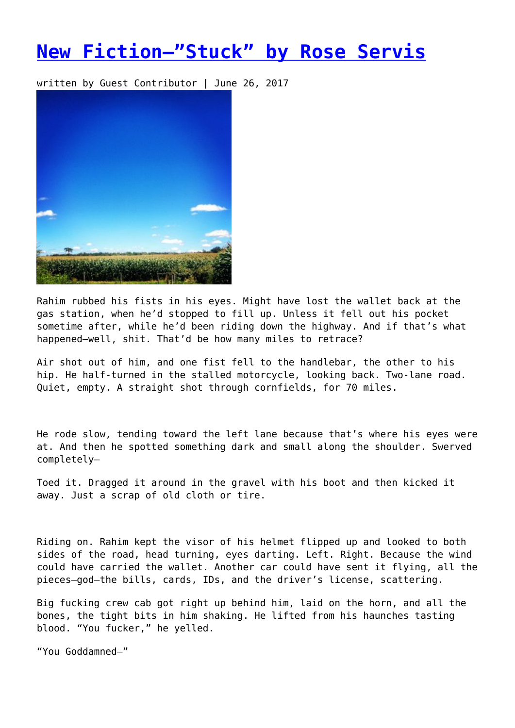# New Fiction—"Stuck" by Rose Servis

written by Guest Contributor | June 26, 2017

Rahim rubbed his fists in his eyes. Might have lost the wallet back at the gas station, when he'd stopped to fill up. Unless it fell out his pocket sometime after, while he'd been riding down the highway. And if that's what happened—well, shit. That'd be how many miles to retrace?

Air shot out of him, and one fist fell to the handlebar, the other to his hip. He half-turned in the stalled motorcycle, looking back. Two-lane road. Quiet, empty. A straight shot through cornfields, for 70 miles.

He rode slow, tending toward the left lane because that's where his eyes were at. And then he spotted something dark and small along the shoulder. Swerved completely—

Toed it. Dragged it around in the gravel with his boot and then kicked it away. Just a scrap of old cloth or tire.

Riding on. Rahim kept the visor of his helmet flipped up and looked to both sides of the road, head turning, eyes darting. Left. Right. Because the wind could have carried the wallet. Another car could have sent it flying, all the pieces—god—the bills, cards, IDs, and the driver's license, scattering.

Big fucking crew cab got right up behind him, laid on the horn, and all the bones, the tight bits in him shaking. He lifted from his haunches tasting blood. "You fucker," he yelled.

"You Goddamned—"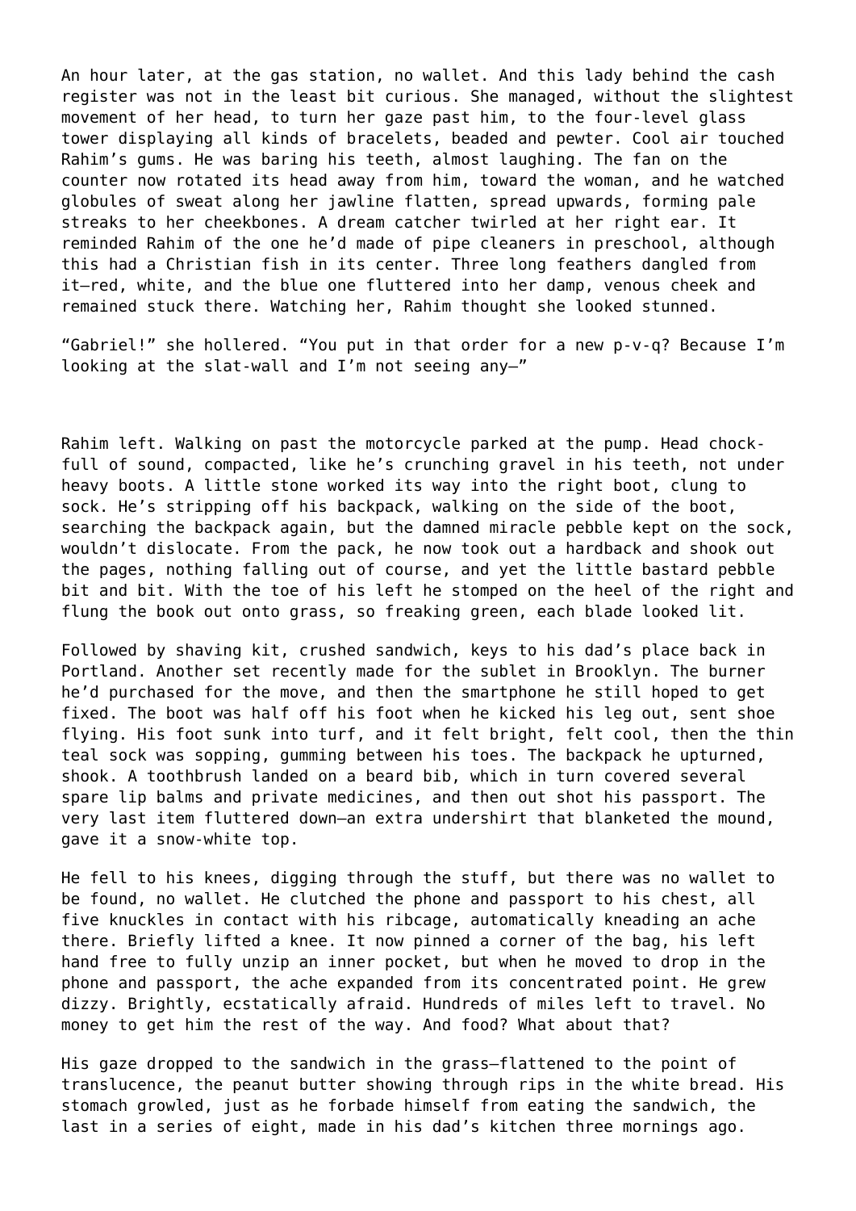An hour later, at the gas station, no wallet. And this lady behind the cash register was not in the least bit curious. She managed, without the slightest movement of her head, to turn her gaze past him, to the four-level glass tower displaying all kinds of bracelets, beaded and pewter. Cool air touched Rahim's gums. He was baring his teeth, almost laughing. The fan on the counter now rotated its head away from him, toward the woman, and he watched globules of sweat along her jawline flatten, spread upwards, forming pale streaks to her cheekbones. A dream catcher twirled at her right ear. It reminded Rahim of the one he'd made of pipe cleaners in preschool, although this had a Christian fish in its center. Three long feathers dangled from it—red, white, and the blue one fluttered into her damp, venous cheek and remained stuck there. Watching her, Rahim thought she looked stunned.

"Gabriel!" she hollered. "You put in that order for a new p-v-q? Because I'm looking at the slat-wall and I'm not seeing any—"

Rahim left. Walking on past the motorcycle parked at the pump. Head chock-full of sound, compacted, like he's crunching gravel in his teeth, not under heavy boots. A little stone worked its way into the right boot, clung to sock. He's stripping off his backpack, walking on the side of the boot, searching the backpack again, but the damned miracle pebble kept on the sock, wouldn't dislocate. From the pack, he now took out a hardback and shook out the pages, nothing falling out of course, and yet the little bastard pebble bit and bit. With the toe of his left he stomped on the heel of the right and flung the book out onto grass, so freaking green, each blade looked lit.

Followed by shaving kit, crushed sandwich, keys to his dad's place back in Portland. Another set recently made for the sublet in Brooklyn. The burner he'd purchased for the move, and then the smartphone he still hoped to get fixed. The boot was half off his foot when he kicked his leg out, sent shoe flying. His foot sunk into turf, and it felt bright, felt cool, then the thin teal sock was sopping, gumming between his toes. The backpack he upturned, shook. A toothbrush landed on a beard bib, which in turn covered several spare lip balms and private medicines, and then out shot his passport. The very last item fluttered down—an extra undershirt that blanketed the mound, gave it a snow-white top.

He fell to his knees, digging through the stuff, but there was no wallet to be found, no wallet. He clutched the phone and passport to his chest, all five knuckles in contact with his ribcage, automatically kneading an ache there. Briefly lifted a knee. It now pinned a corner of the bag, his left hand free to fully unzip an inner pocket, but when he moved to drop in the phone and passport, the ache expanded from its concentrated point. He grew dizzy. Brightly, ecstatically afraid. Hundreds of miles left to travel. No money to get him the rest of the way. And food? What about that?

His gaze dropped to the sandwich in the grass—flattened to the point of translucence, the peanut butter showing through rips in the white bread. His stomach growled, just as he forbade himself from eating the sandwich, the last in a series of eight, made in his dad's kitchen three mornings ago.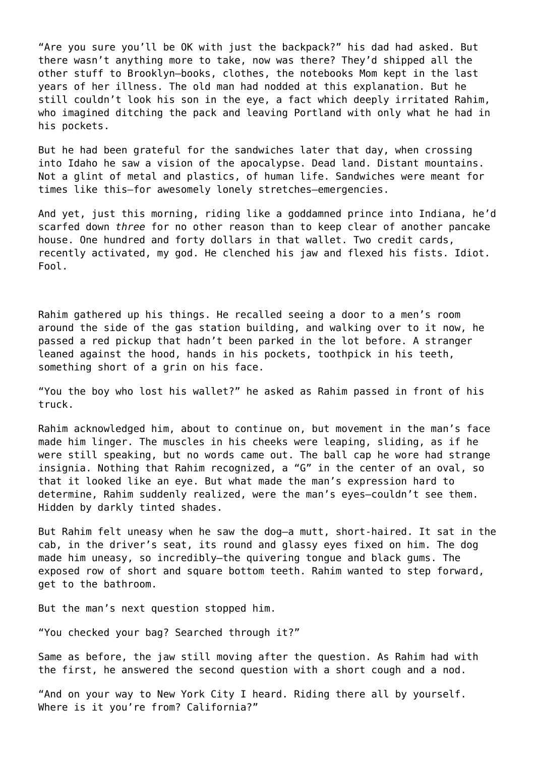"Are you sure you'll be OK with just the backpack?" his dad had asked. But there wasn't anything more to take, now was there? They'd shipped all the other stuff to Brooklyn—books, clothes, the notebooks Mom kept in the last years of her illness. The old man had nodded at this explanation. But he still couldn't look his son in the eye, a fact which deeply irritated Rahim, who imagined ditching the pack and leaving Portland with only what he had in his pockets.

But he had been grateful for the sandwiches later that day, when crossing into Idaho he saw a vision of the apocalypse. Dead land. Distant mountains. Not a glint of metal and plastics, of human life. Sandwiches were meant for times like this—for awesomely lonely stretches—emergencies.

And yet, just this morning, riding like a goddamned prince into Indiana, he'd scarfed down *three* for no other reason than to keep clear of another pancake house. One hundred and forty dollars in that wallet. Two credit cards, recently activated, my god. He clenched his jaw and flexed his fists. Idiot. Fool.

Rahim gathered up his things. He recalled seeing a door to a men's room around the side of the gas station building, and walking over to it now, he passed a red pickup that hadn't been parked in the lot before. A stranger leaned against the hood, hands in his pockets, toothpick in his teeth, something short of a grin on his face.

"You the boy who lost his wallet?" he asked as Rahim passed in front of his truck.

Rahim acknowledged him, about to continue on, but movement in the man's face made him linger. The muscles in his cheeks were leaping, sliding, as if he were still speaking, but no words came out. The ball cap he wore had strange insignia. Nothing that Rahim recognized, a "G" in the center of an oval, so that it looked like an eye. But what made the man's expression hard to determine, Rahim suddenly realized, were the man's eyes—couldn't see them. Hidden by darkly tinted shades.

But Rahim felt uneasy when he saw the dog—a mutt, short-haired. It sat in the cab, in the driver's seat, its round and glassy eyes fixed on him. The dog made him uneasy, so incredibly—the quivering tongue and black gums. The exposed row of short and square bottom teeth. Rahim wanted to step forward, get to the bathroom.

But the man's next question stopped him.

"You checked your bag? Searched through it?"

Same as before, the jaw still moving after the question. As Rahim had with the first, he answered the second question with a short cough and a nod.

"And on your way to New York City I heard. Riding there all by yourself. Where is it you're from? California?"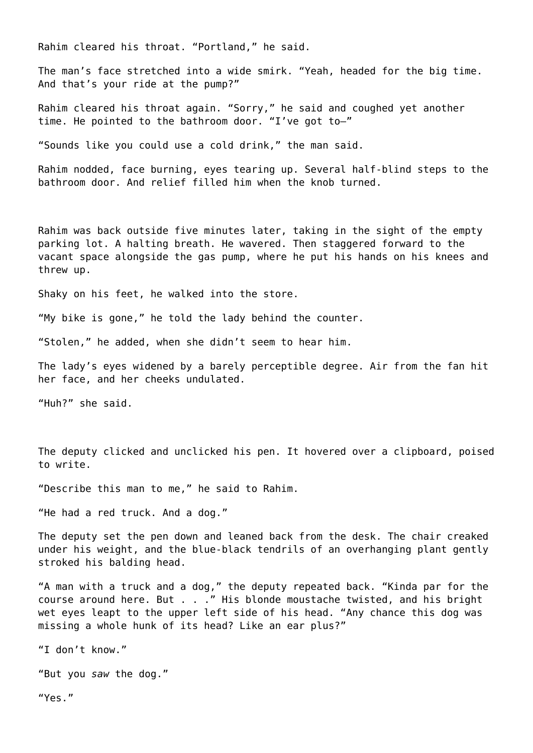Rahim cleared his throat. “Portland,” he said.

The man’s face stretched into a wide smirk. “Yeah, headed for the big time. And that’s your ride at the pump?”

Rahim cleared his throat again. “Sorry,” he said and coughed yet another time. He pointed to the bathroom door. “I’ve got to—”

“Sounds like you could use a cold drink,” the man said.

Rahim nodded, face burning, eyes tearing up. Several half-blind steps to the bathroom door. And relief filled him when the knob turned.

Rahim was back outside five minutes later, taking in the sight of the empty parking lot. A halting breath. He wavered. Then staggered forward to the vacant space alongside the gas pump, where he put his hands on his knees and threw up.

Shaky on his feet, he walked into the store.

“My bike is gone,” he told the lady behind the counter.

“Stolen,” he added, when she didn’t seem to hear him.

The lady’s eyes widened by a barely perceptible degree. Air from the fan hit her face, and her cheeks undulated.

“Huh?” she said.

The deputy clicked and unclicked his pen. It hovered over a clipboard, poised to write.

“Describe this man to me,” he said to Rahim.

“He had a red truck. And a dog.”

The deputy set the pen down and leaned back from the desk. The chair creaked under his weight, and the blue-black tendrils of an overhanging plant gently stroked his balding head.

“A man with a truck and a dog,” the deputy repeated back. “Kinda par for the course around here. But . . .” His blonde moustache twisted, and his bright wet eyes leapt to the upper left side of his head. “Any chance this dog was missing a whole hunk of its head? Like an ear plus?”

“I don’t know.”

“But you *saw* the dog.”

“Yes.”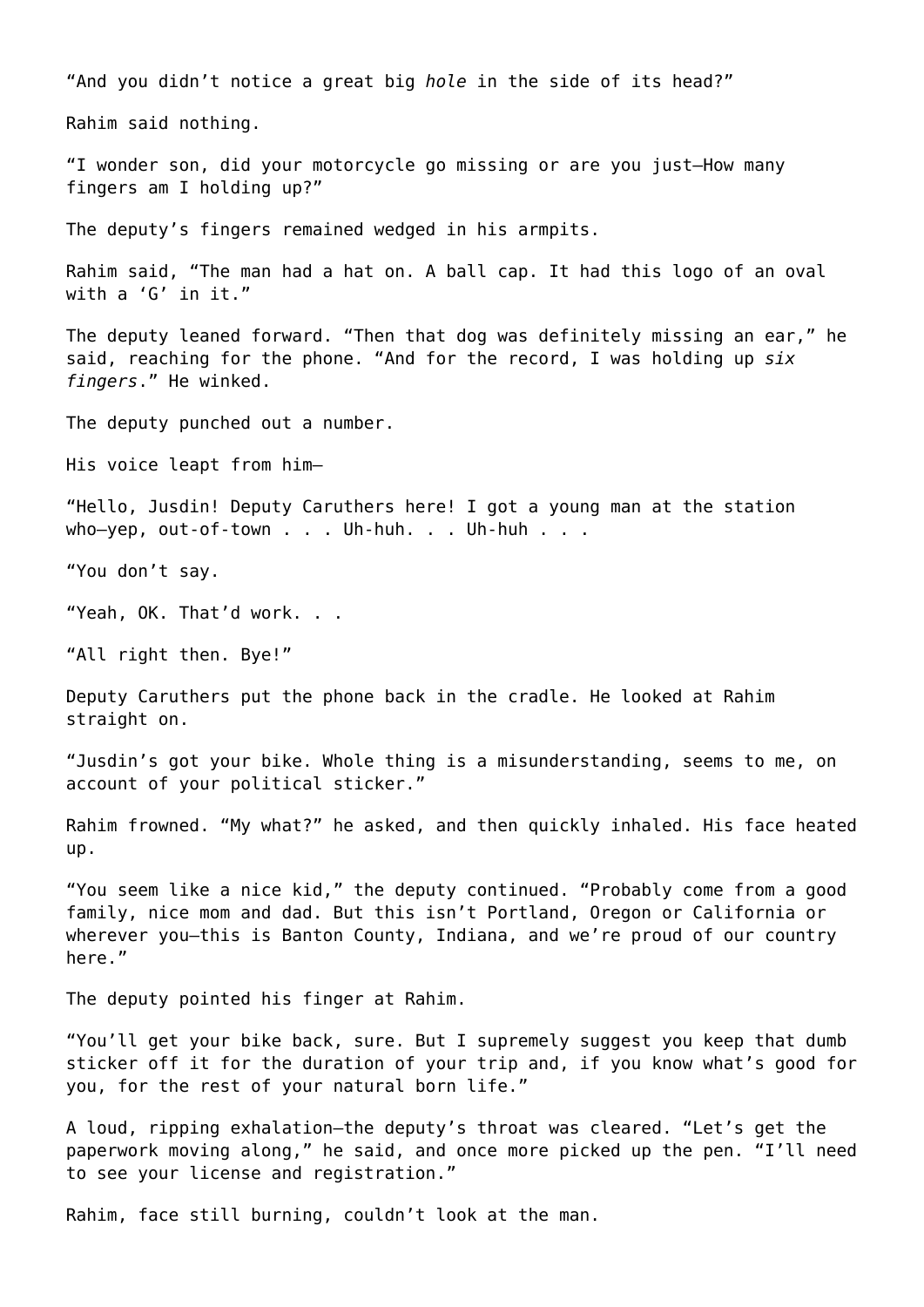“And you didn’t notice a great big *hole* in the side of its head?”

Rahim said nothing.

“I wonder son, did your motorcycle go missing or are you just—How many fingers am I holding up?”

The deputy’s fingers remained wedged in his armpits.

Rahim said, “The man had a hat on. A ball cap. It had this logo of an oval with a ‘G’ in it.”

The deputy leaned forward. “Then that dog was definitely missing an ear,” he said, reaching for the phone. “And for the record, I was holding up *six fingers*.” He winked.

The deputy punched out a number.

His voice leapt from him—

“Hello, Jusdin! Deputy Caruthers here! I got a young man at the station who—yep, out-of-town . . . Uh-huh. . . Uh-huh . . .

“You don’t say.

“Yeah, OK. That’d work. . .

“All right then. Bye!”

Deputy Caruthers put the phone back in the cradle. He looked at Rahim straight on.

“Jusdin’s got your bike. Whole thing is a misunderstanding, seems to me, on account of your political sticker.”

Rahim frowned. “My what?” he asked, and then quickly inhaled. His face heated up.

“You seem like a nice kid,” the deputy continued. “Probably come from a good family, nice mom and dad. But this isn’t Portland, Oregon or California or wherever you—this is Banton County, Indiana, and we’re proud of our country here.”

The deputy pointed his finger at Rahim.

“You’ll get your bike back, sure. But I supremely suggest you keep that dumb sticker off it for the duration of your trip and, if you know what’s good for you, for the rest of your natural born life.”

A loud, ripping exhalation—the deputy’s throat was cleared. “Let’s get the paperwork moving along,” he said, and once more picked up the pen. “I’ll need to see your license and registration.”

Rahim, face still burning, couldn’t look at the man.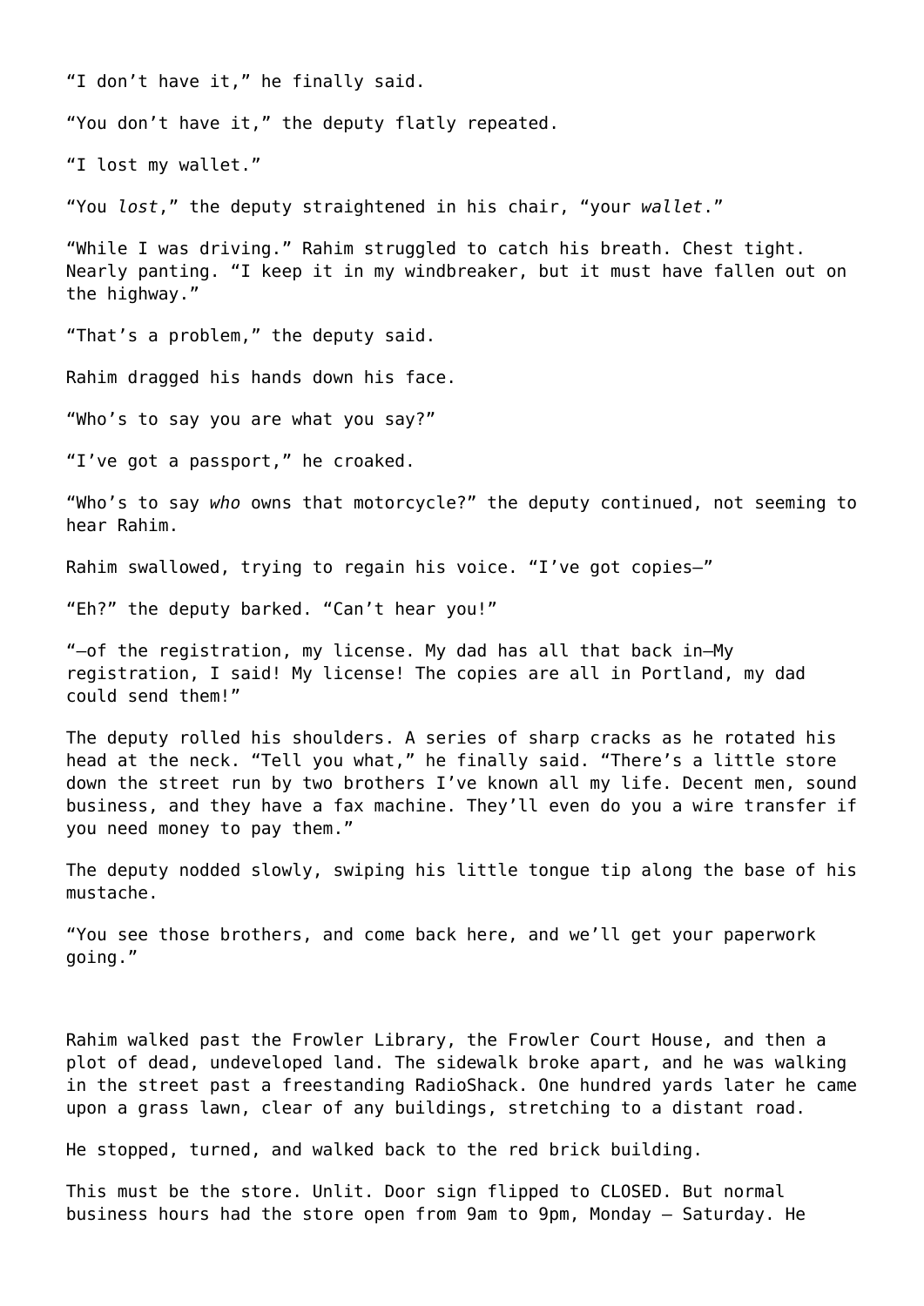"I don't have it," he finally said.

"You don't have it," the deputy flatly repeated.

"I lost my wallet."

"You *lost*," the deputy straightened in his chair, "your *wallet*."

"While I was driving." Rahim struggled to catch his breath. Chest tight. Nearly panting. "I keep it in my windbreaker, but it must have fallen out on the highway."

"That's a problem," the deputy said.

Rahim dragged his hands down his face.

"Who's to say you are what you say?"

"I've got a passport," he croaked.

"Who's to say *who* owns that motorcycle?" the deputy continued, not seeming to hear Rahim.

Rahim swallowed, trying to regain his voice. "I've got copies—"

"Eh?" the deputy barked. "Can't hear you!"

"—of the registration, my license. My dad has all that back in—My registration, I said! My license! The copies are all in Portland, my dad could send them!"

The deputy rolled his shoulders. A series of sharp cracks as he rotated his head at the neck. "Tell you what," he finally said. "There's a little store down the street run by two brothers I've known all my life. Decent men, sound business, and they have a fax machine. They'll even do you a wire transfer if you need money to pay them."

The deputy nodded slowly, swiping his little tongue tip along the base of his mustache.

"You see those brothers, and come back here, and we'll get your paperwork going."

Rahim walked past the Frowler Library, the Frowler Court House, and then a plot of dead, undeveloped land. The sidewalk broke apart, and he was walking in the street past a freestanding RadioShack. One hundred yards later he came upon a grass lawn, clear of any buildings, stretching to a distant road.

He stopped, turned, and walked back to the red brick building.

This must be the store. Unlit. Door sign flipped to CLOSED. But normal business hours had the store open from 9am to 9pm, Monday – Saturday. He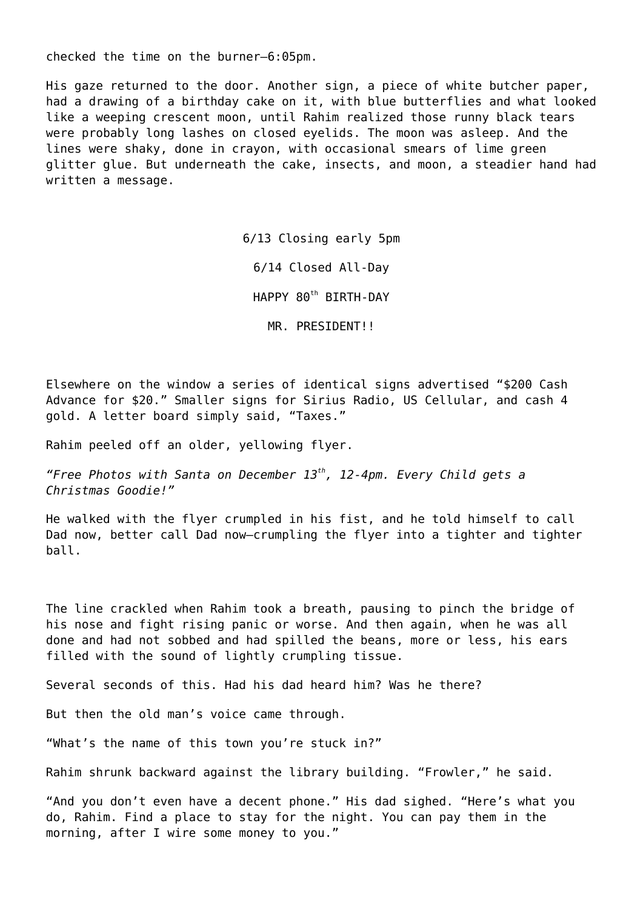checked the time on the burner—6:05pm.

His gaze returned to the door. Another sign, a piece of white butcher paper, had a drawing of a birthday cake on it, with blue butterflies and what looked like a weeping crescent moon, until Rahim realized those runny black tears were probably long lashes on closed eyelids. The moon was asleep. And the lines were shaky, done in crayon, with occasional smears of lime green glitter glue. But underneath the cake, insects, and moon, a steadier hand had written a message.

6/13 Closing early 5pm

6/14 Closed All-Day

HAPPY 80th BIRTH-DAY

MR. PRESIDENT!!

Elsewhere on the window a series of identical signs advertised "$200 Cash Advance for $20." Smaller signs for Sirius Radio, US Cellular, and cash 4 gold. A letter board simply said, "Taxes."

Rahim peeled off an older, yellowing flyer.

*"Free Photos with Santa on December 13th, 12-4pm. Every Child gets a Christmas Goodie!"*

He walked with the flyer crumpled in his fist, and he told himself to call Dad now, better call Dad now—crumpling the flyer into a tighter and tighter ball.

The line crackled when Rahim took a breath, pausing to pinch the bridge of his nose and fight rising panic or worse. And then again, when he was all done and had not sobbed and had spilled the beans, more or less, his ears filled with the sound of lightly crumpling tissue.

Several seconds of this. Had his dad heard him? Was he there?

But then the old man's voice came through.

"What's the name of this town you're stuck in?"

Rahim shrunk backward against the library building. "Frowler," he said.

"And you don't even have a decent phone." His dad sighed. "Here's what you do, Rahim. Find a place to stay for the night. You can pay them in the morning, after I wire some money to you."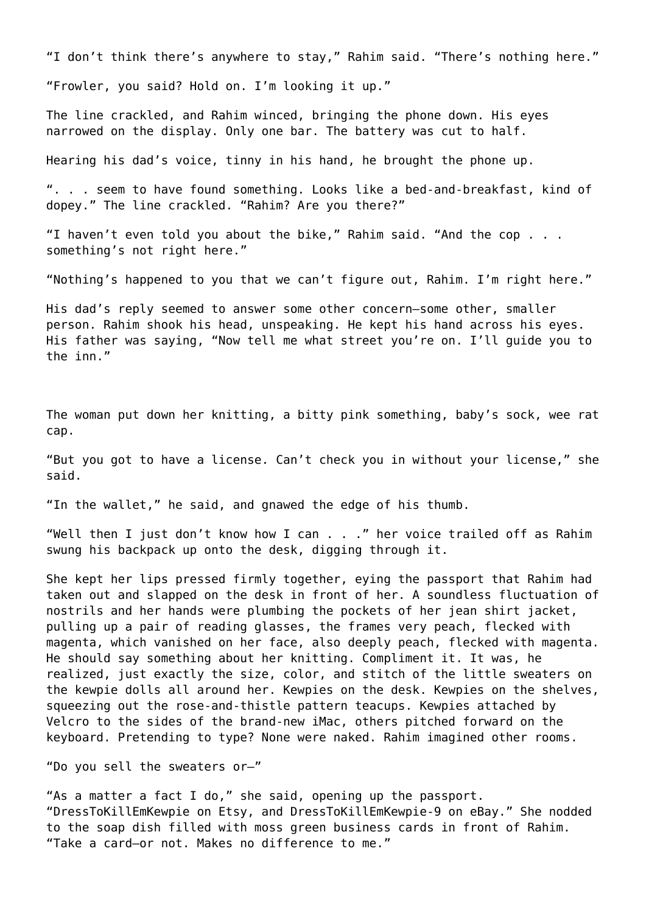“I don’t think there’s anywhere to stay,” Rahim said. “There’s nothing here.”

“Frowler, you said? Hold on. I’m looking it up.”

The line crackled, and Rahim winced, bringing the phone down. His eyes narrowed on the display. Only one bar. The battery was cut to half.

Hearing his dad’s voice, tinny in his hand, he brought the phone up.

“. . . seem to have found something. Looks like a bed-and-breakfast, kind of dopey.” The line crackled. “Rahim? Are you there?”

“I haven’t even told you about the bike,” Rahim said. “And the cop . . . something’s not right here.”

“Nothing’s happened to you that we can’t figure out, Rahim. I’m right here.”

His dad’s reply seemed to answer some other concern—some other, smaller person. Rahim shook his head, unspeaking. He kept his hand across his eyes. His father was saying, “Now tell me what street you’re on. I’ll guide you to the inn.”

The woman put down her knitting, a bitty pink something, baby’s sock, wee rat cap.

“But you got to have a license. Can’t check you in without your license,” she said.

“In the wallet,” he said, and gnawed the edge of his thumb.

“Well then I just don’t know how I can . . .” her voice trailed off as Rahim swung his backpack up onto the desk, digging through it.

She kept her lips pressed firmly together, eying the passport that Rahim had taken out and slapped on the desk in front of her. A soundless fluctuation of nostrils and her hands were plumbing the pockets of her jean shirt jacket, pulling up a pair of reading glasses, the frames very peach, flecked with magenta, which vanished on her face, also deeply peach, flecked with magenta. He should say something about her knitting. Compliment it. It was, he realized, just exactly the size, color, and stitch of the little sweaters on the kewpie dolls all around her. Kewpies on the desk. Kewpies on the shelves, squeezing out the rose-and-thistle pattern teacups. Kewpies attached by Velcro to the sides of the brand-new iMac, others pitched forward on the keyboard. Pretending to type? None were naked. Rahim imagined other rooms.

“Do you sell the sweaters or—”

“As a matter a fact I do,” she said, opening up the passport. “DressToKillEmKewpie on Etsy, and DressToKillEmKewpie-9 on eBay.” She nodded to the soap dish filled with moss green business cards in front of Rahim. “Take a card—or not. Makes no difference to me.”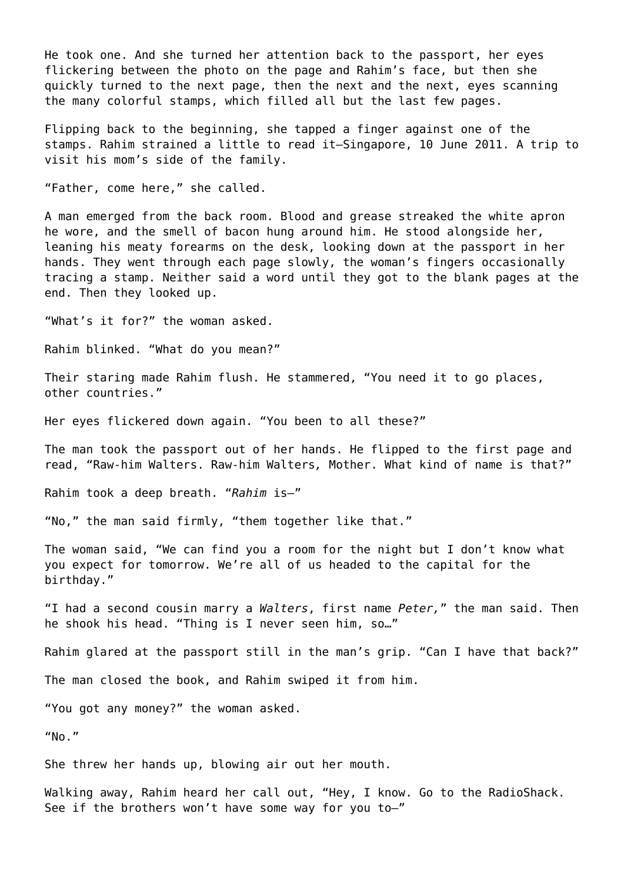He took one. And she turned her attention back to the passport, her eyes flickering between the photo on the page and Rahim's face, but then she quickly turned to the next page, then the next and the next, eyes scanning the many colorful stamps, which filled all but the last few pages.

Flipping back to the beginning, she tapped a finger against one of the stamps. Rahim strained a little to read it—Singapore, 10 June 2011. A trip to visit his mom's side of the family.

"Father, come here," she called.

A man emerged from the back room. Blood and grease streaked the white apron he wore, and the smell of bacon hung around him. He stood alongside her, leaning his meaty forearms on the desk, looking down at the passport in her hands. They went through each page slowly, the woman's fingers occasionally tracing a stamp. Neither said a word until they got to the blank pages at the end. Then they looked up.

"What's it for?" the woman asked.

Rahim blinked. "What do you mean?"

Their staring made Rahim flush. He stammered, "You need it to go places, other countries."

Her eyes flickered down again. "You been to all these?"

The man took the passport out of her hands. He flipped to the first page and read, "Raw-him Walters. Raw-him Walters*,* Mother. What kind of name is that?"

Rahim took a deep breath. "*Rahim* is—"

"No," the man said firmly, "them together like that."

The woman said, "We can find you a room for the night but I don't know what you expect for tomorrow. We're all of us headed to the capital for the birthday."

"I had a second cousin marry a *Walters*, first name *Peter,*" the man said. Then he shook his head. "Thing is I never seen him, so…"

Rahim glared at the passport still in the man's grip. "Can I have that back?"

The man closed the book, and Rahim swiped it from him.

"You got any money?" the woman asked.

"No."

She threw her hands up, blowing air out her mouth.

Walking away, Rahim heard her call out, "Hey, I know. Go to the RadioShack. See if the brothers won't have some way for you to—"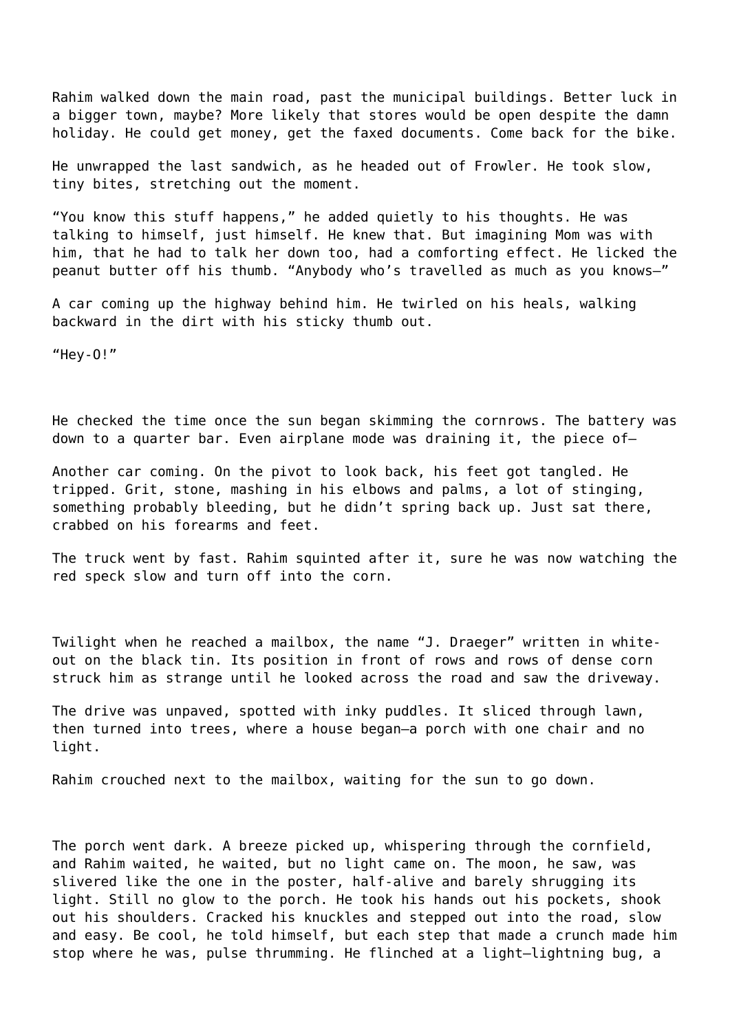Rahim walked down the main road, past the municipal buildings. Better luck in a bigger town, maybe? More likely that stores would be open despite the damn holiday. He could get money, get the faxed documents. Come back for the bike.

He unwrapped the last sandwich, as he headed out of Frowler. He took slow, tiny bites, stretching out the moment.

"You know this stuff happens," he added quietly to his thoughts. He was talking to himself, just himself. He knew that. But imagining Mom was with him, that he had to talk her down too, had a comforting effect. He licked the peanut butter off his thumb. "Anybody who's travelled as much as you knows—"

A car coming up the highway behind him. He twirled on his heals, walking backward in the dirt with his sticky thumb out.

"Hey-O!"

He checked the time once the sun began skimming the cornrows. The battery was down to a quarter bar. Even airplane mode was draining it, the piece of—

Another car coming. On the pivot to look back, his feet got tangled. He tripped. Grit, stone, mashing in his elbows and palms, a lot of stinging, something probably bleeding, but he didn't spring back up. Just sat there, crabbed on his forearms and feet.

The truck went by fast. Rahim squinted after it, sure he was now watching the red speck slow and turn off into the corn.

Twilight when he reached a mailbox, the name "J. Draeger" written in white-out on the black tin. Its position in front of rows and rows of dense corn struck him as strange until he looked across the road and saw the driveway.

The drive was unpaved, spotted with inky puddles. It sliced through lawn, then turned into trees, where a house began—a porch with one chair and no light.

Rahim crouched next to the mailbox, waiting for the sun to go down.

The porch went dark. A breeze picked up, whispering through the cornfield, and Rahim waited, he waited, but no light came on. The moon, he saw, was slivered like the one in the poster, half-alive and barely shrugging its light. Still no glow to the porch. He took his hands out his pockets, shook out his shoulders. Cracked his knuckles and stepped out into the road, slow and easy. Be cool, he told himself, but each step that made a crunch made him stop where he was, pulse thrumming. He flinched at a light—lightning bug, a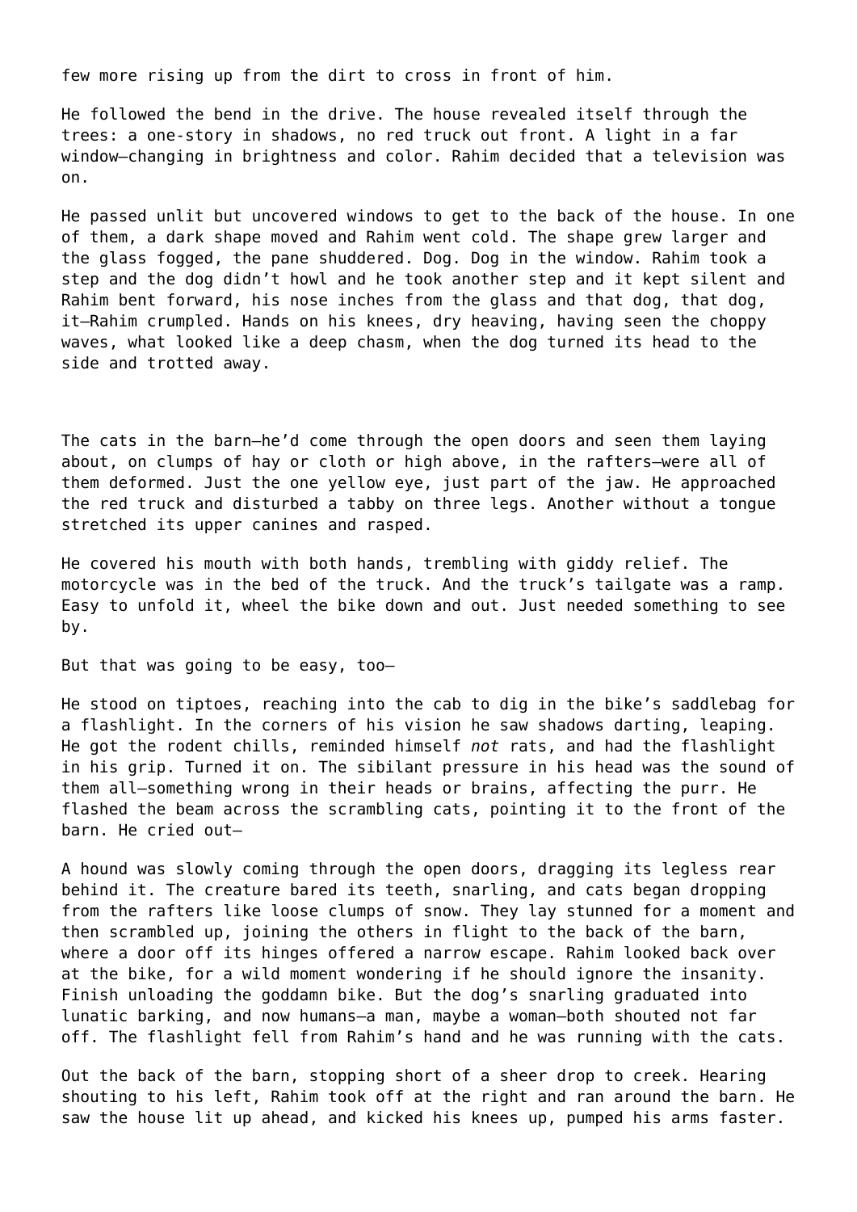few more rising up from the dirt to cross in front of him.

He followed the bend in the drive. The house revealed itself through the trees: a one-story in shadows, no red truck out front. A light in a far window—changing in brightness and color. Rahim decided that a television was on.

He passed unlit but uncovered windows to get to the back of the house. In one of them, a dark shape moved and Rahim went cold. The shape grew larger and the glass fogged, the pane shuddered. Dog. Dog in the window. Rahim took a step and the dog didn't howl and he took another step and it kept silent and Rahim bent forward, his nose inches from the glass and that dog, that dog, it—Rahim crumpled. Hands on his knees, dry heaving, having seen the choppy waves, what looked like a deep chasm, when the dog turned its head to the side and trotted away.

The cats in the barn—he'd come through the open doors and seen them laying about, on clumps of hay or cloth or high above, in the rafters—were all of them deformed. Just the one yellow eye, just part of the jaw. He approached the red truck and disturbed a tabby on three legs. Another without a tongue stretched its upper canines and rasped.

He covered his mouth with both hands, trembling with giddy relief. The motorcycle was in the bed of the truck. And the truck's tailgate was a ramp. Easy to unfold it, wheel the bike down and out. Just needed something to see by.

But that was going to be easy, too—

He stood on tiptoes, reaching into the cab to dig in the bike's saddlebag for a flashlight. In the corners of his vision he saw shadows darting, leaping. He got the rodent chills, reminded himself *not* rats, and had the flashlight in his grip. Turned it on. The sibilant pressure in his head was the sound of them all—something wrong in their heads or brains, affecting the purr. He flashed the beam across the scrambling cats, pointing it to the front of the barn. He cried out—

A hound was slowly coming through the open doors, dragging its legless rear behind it. The creature bared its teeth, snarling, and cats began dropping from the rafters like loose clumps of snow. They lay stunned for a moment and then scrambled up, joining the others in flight to the back of the barn, where a door off its hinges offered a narrow escape. Rahim looked back over at the bike, for a wild moment wondering if he should ignore the insanity. Finish unloading the goddamn bike. But the dog's snarling graduated into lunatic barking, and now humans—a man, maybe a woman—both shouted not far off. The flashlight fell from Rahim's hand and he was running with the cats.

Out the back of the barn, stopping short of a sheer drop to creek. Hearing shouting to his left, Rahim took off at the right and ran around the barn. He saw the house lit up ahead, and kicked his knees up, pumped his arms faster.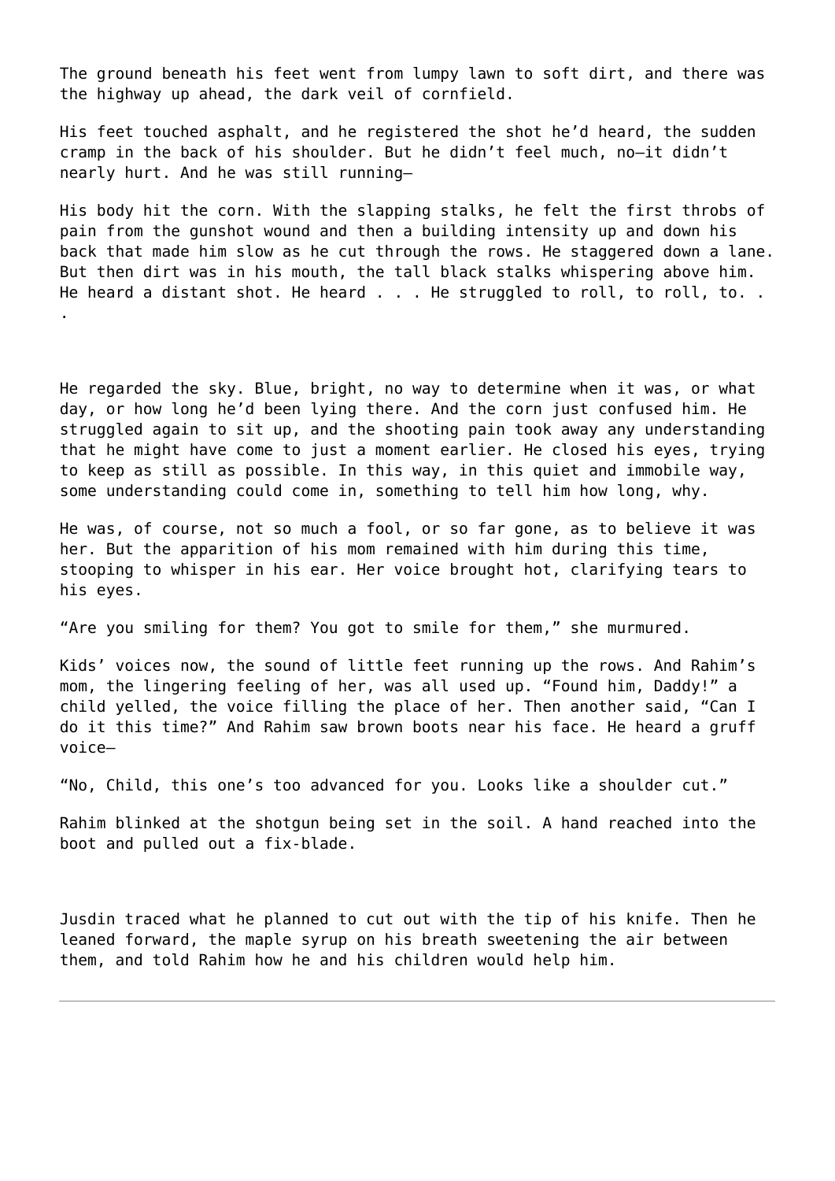The ground beneath his feet went from lumpy lawn to soft dirt, and there was the highway up ahead, the dark veil of cornfield.

His feet touched asphalt, and he registered the shot he'd heard, the sudden cramp in the back of his shoulder. But he didn't feel much, no—it didn't nearly hurt. And he was still running—

His body hit the corn. With the slapping stalks, he felt the first throbs of pain from the gunshot wound and then a building intensity up and down his back that made him slow as he cut through the rows. He staggered down a lane. But then dirt was in his mouth, the tall black stalks whispering above him. He heard a distant shot. He heard . . . He struggled to roll, to roll, to. . .

He regarded the sky. Blue, bright, no way to determine when it was, or what day, or how long he'd been lying there. And the corn just confused him. He struggled again to sit up, and the shooting pain took away any understanding that he might have come to just a moment earlier. He closed his eyes, trying to keep as still as possible. In this way, in this quiet and immobile way, some understanding could come in, something to tell him how long, why.

He was, of course, not so much a fool, or so far gone, as to believe it was her. But the apparition of his mom remained with him during this time, stooping to whisper in his ear. Her voice brought hot, clarifying tears to his eyes.

"Are you smiling for them? You got to smile for them," she murmured.

Kids' voices now, the sound of little feet running up the rows. And Rahim's mom, the lingering feeling of her, was all used up. "Found him, Daddy!" a child yelled, the voice filling the place of her. Then another said, "Can I do it this time?" And Rahim saw brown boots near his face. He heard a gruff voice—

"No, Child, this one's too advanced for you. Looks like a shoulder cut."

Rahim blinked at the shotgun being set in the soil. A hand reached into the boot and pulled out a fix-blade.

Jusdin traced what he planned to cut out with the tip of his knife. Then he leaned forward, the maple syrup on his breath sweetening the air between them, and told Rahim how he and his children would help him.

---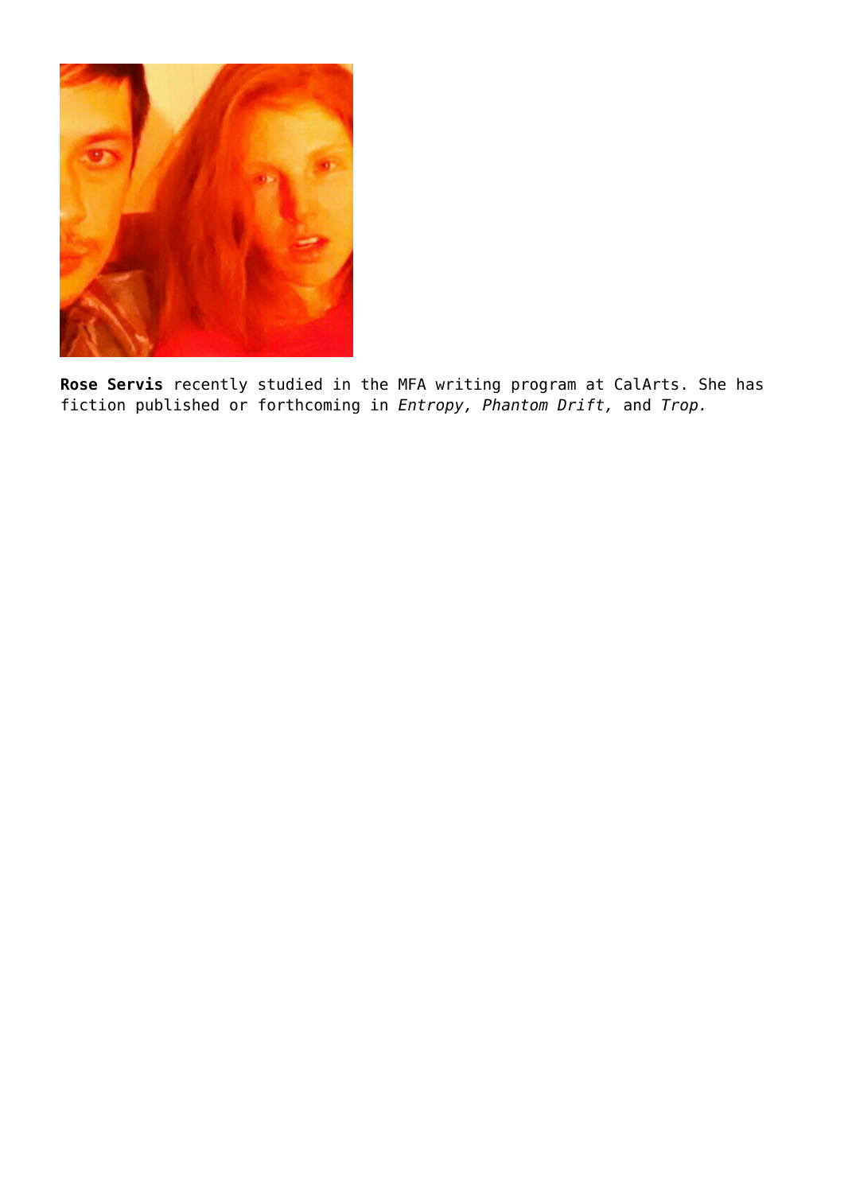**Rose Servis** recently studied in the MFA writing program at CalArts. She has fiction published or forthcoming in *Entropy*, *Phantom Drift*, and *Trop*.